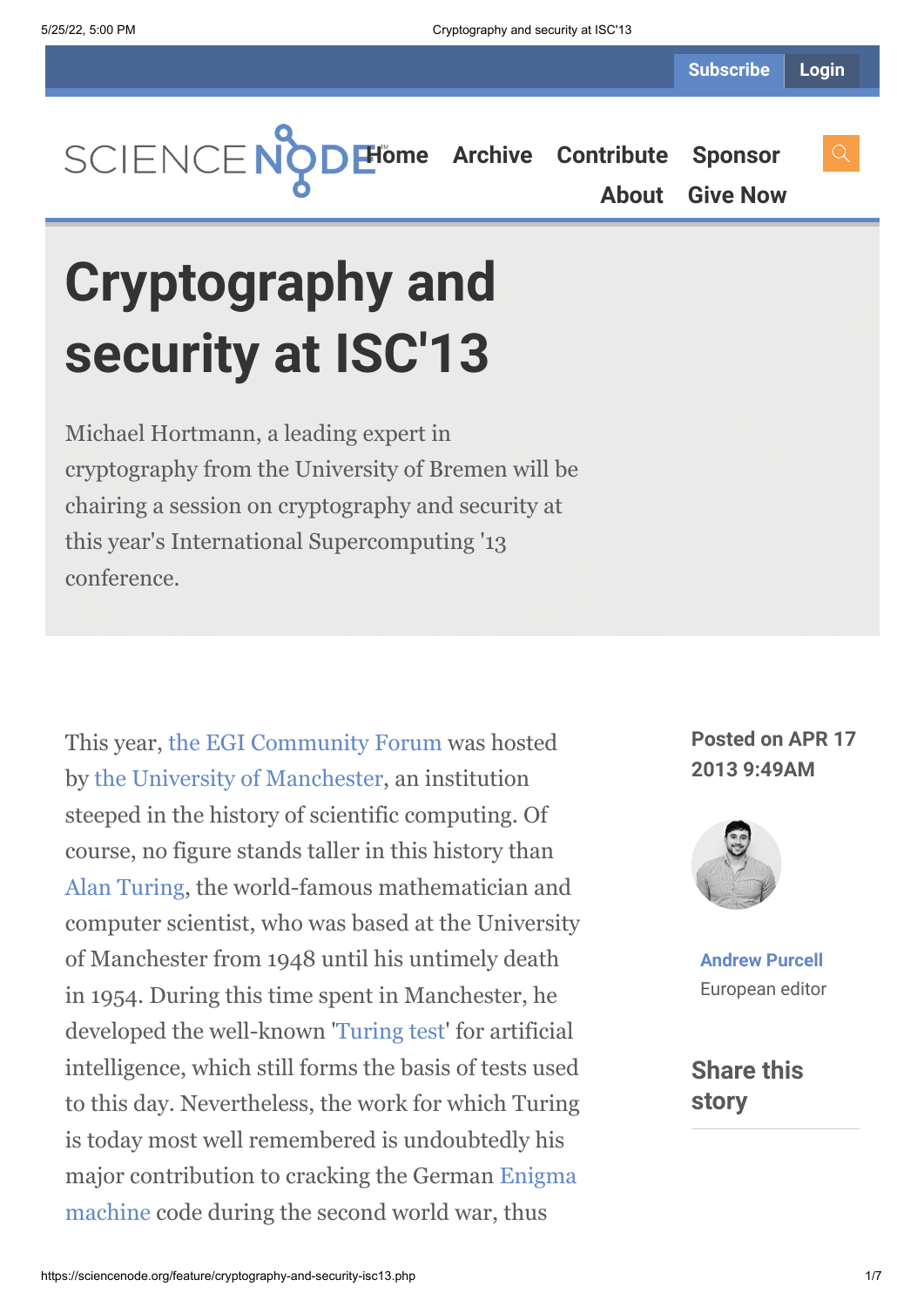# Cryptography and security at ISC'13

Michael Hortmann, a leading expert in cryptography from the University of Bremen will be chairing a session on cryptography and security at this year's International Supercomputing '13 conference.

Posted on APR 17 2013 9:49AM

Andrew Purcell
European editor

Share this story

This year, the EGI Community Forum was hosted by the University of Manchester, an institution steeped in the history of scientific computing. Of course, no figure stands taller in this history than Alan Turing, the world-famous mathematician and computer scientist, who was based at the University of Manchester from 1948 until his untimely death in 1954. During this time spent in Manchester, he developed the well-known 'Turing test' for artificial intelligence, which still forms the basis of tests used to this day. Nevertheless, the work for which Turing is today most well remembered is undoubtedly his major contribution to cracking the German Enigma machine code during the second world war, thus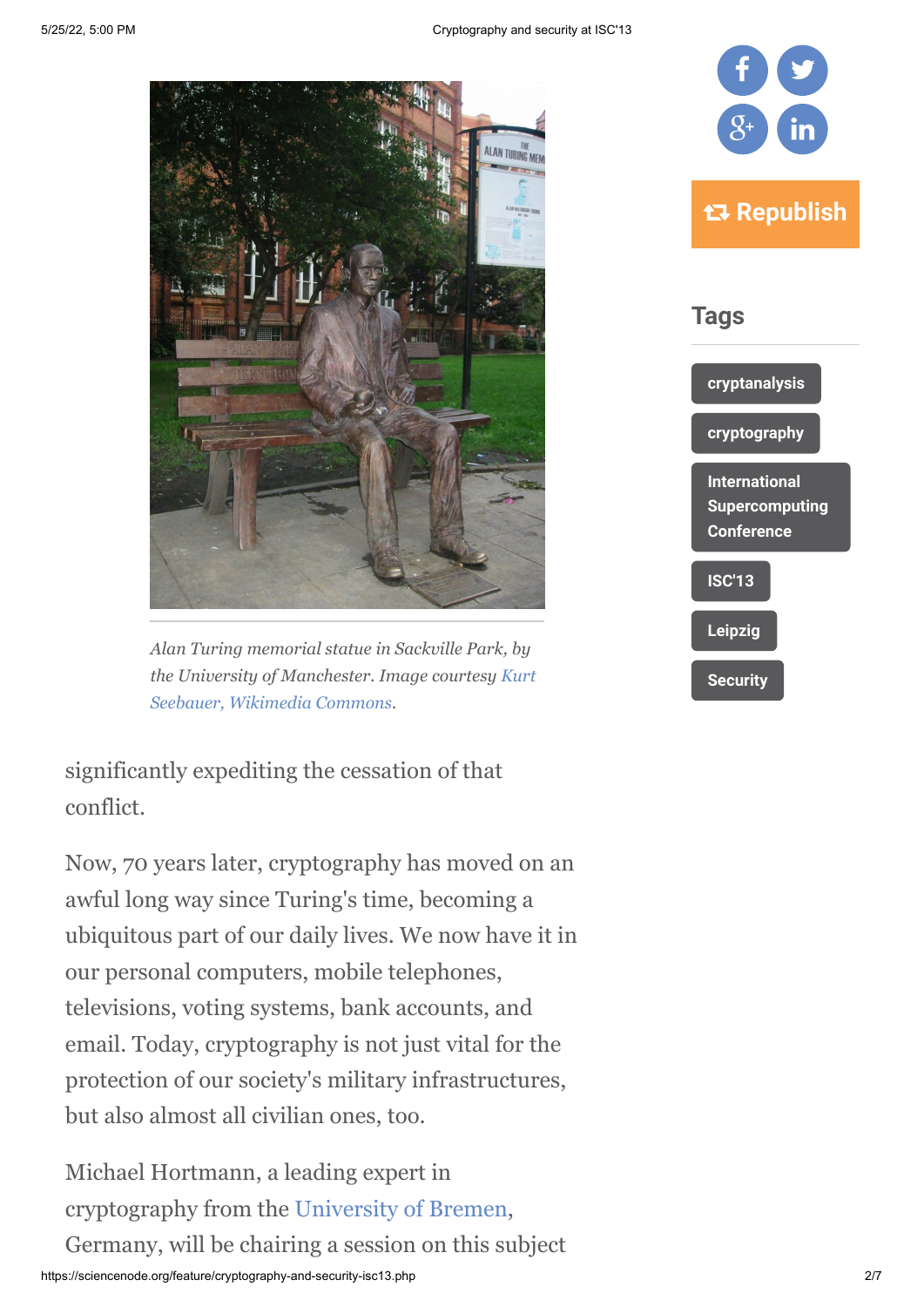*Alan Turing memorial statue in Sackville Park, by the University of Manchester. Image courtesy Kurt Seebauer, Wikimedia Commons.*

significantly expediting the cessation of that conflict.

Now, 70 years later, cryptography has moved on an awful long way since Turing's time, becoming a ubiquitous part of our daily lives. We now have it in our personal computers, mobile telephones, televisions, voting systems, bank accounts, and email. Today, cryptography is not just vital for the protection of our society's military infrastructures, but also almost all civilian ones, too.

Michael Hortmann, a leading expert in cryptography from the University of Bremen, Germany, will be chairing a session on this subject

## Tags

- cryptanalysis
- cryptography
- International Supercomputing Conference
- ISC'13
- Leipzig
- Security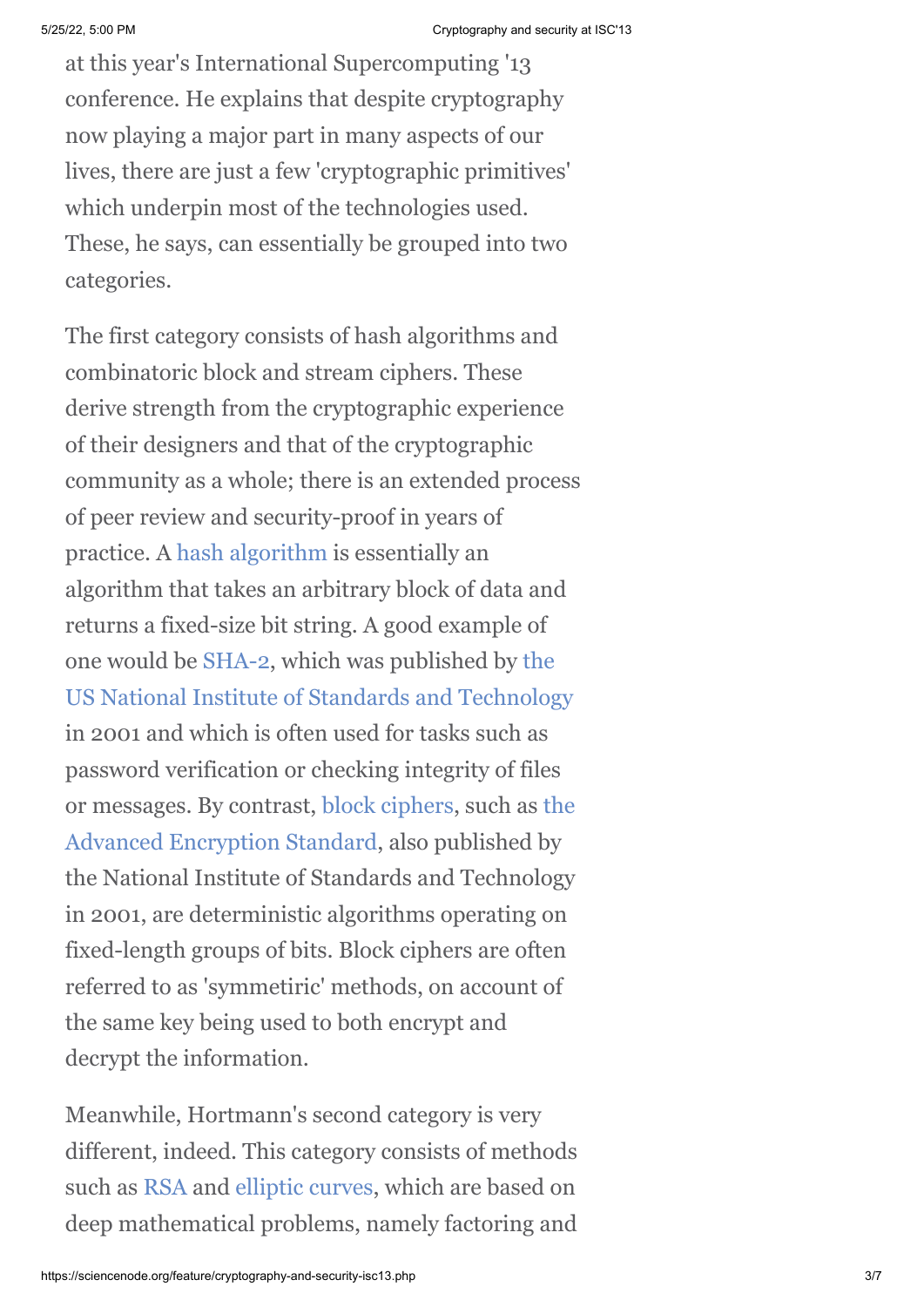at this year's International Supercomputing '13 conference. He explains that despite cryptography now playing a major part in many aspects of our lives, there are just a few 'cryptographic primitives' which underpin most of the technologies used. These, he says, can essentially be grouped into two categories.

The first category consists of hash algorithms and combinatoric block and stream ciphers. These derive strength from the cryptographic experience of their designers and that of the cryptographic community as a whole; there is an extended process of peer review and security-proof in years of practice. A hash algorithm is essentially an algorithm that takes an arbitrary block of data and returns a fixed-size bit string. A good example of one would be SHA-2, which was published by the US National Institute of Standards and Technology in 2001 and which is often used for tasks such as password verification or checking integrity of files or messages. By contrast, block ciphers, such as the Advanced Encryption Standard, also published by the National Institute of Standards and Technology in 2001, are deterministic algorithms operating on fixed-length groups of bits. Block ciphers are often referred to as 'symmetiric' methods, on account of the same key being used to both encrypt and decrypt the information.

Meanwhile, Hortmann's second category is very different, indeed. This category consists of methods such as RSA and elliptic curves, which are based on deep mathematical problems, namely factoring and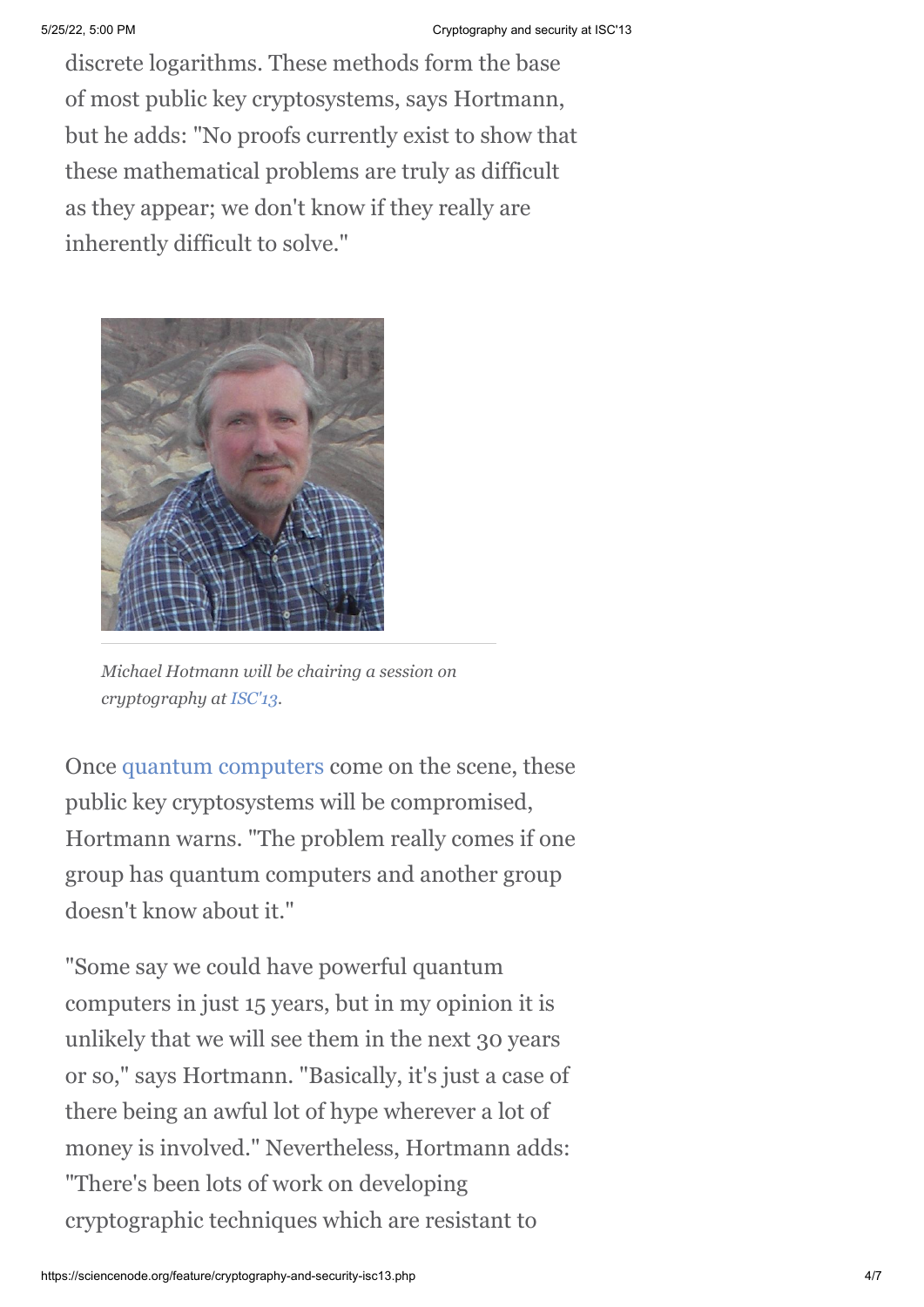discrete logarithms. These methods form the base of most public key cryptosystems, says Hortmann, but he adds: "No proofs currently exist to show that these mathematical problems are truly as difficult as they appear; we don't know if they really are inherently difficult to solve."

*Michael Hotmann will be chairing a session on cryptography at ISC'13.*

Once quantum computers come on the scene, these public key cryptosystems will be compromised, Hortmann warns. "The problem really comes if one group has quantum computers and another group doesn't know about it."

"Some say we could have powerful quantum computers in just 15 years, but in my opinion it is unlikely that we will see them in the next 30 years or so," says Hortmann. "Basically, it's just a case of there being an awful lot of hype wherever a lot of money is involved." Nevertheless, Hortmann adds: "There's been lots of work on developing cryptographic techniques which are resistant to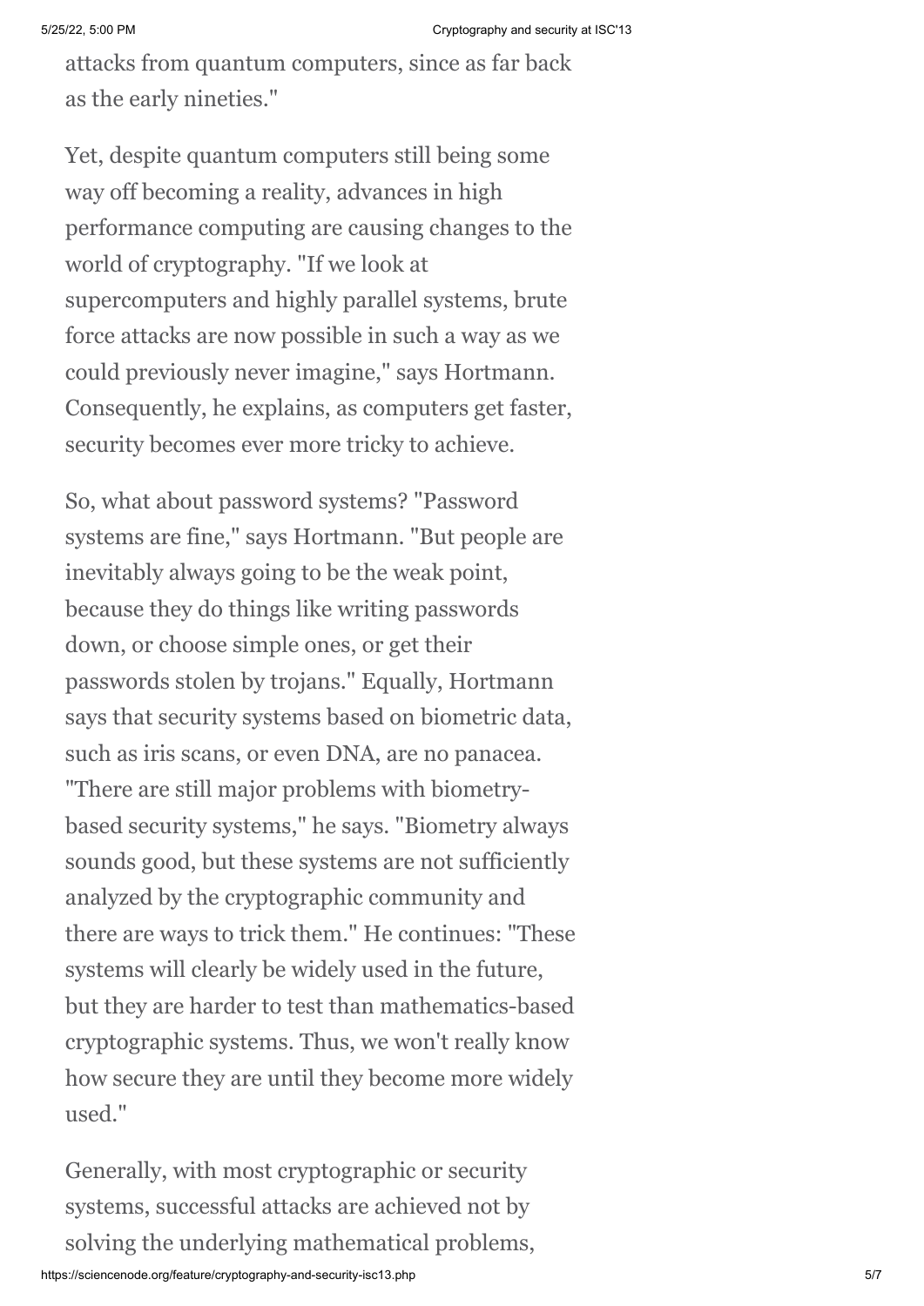attacks from quantum computers, since as far back as the early nineties."

Yet, despite quantum computers still being some way off becoming a reality, advances in high performance computing are causing changes to the world of cryptography. "If we look at supercomputers and highly parallel systems, brute force attacks are now possible in such a way as we could previously never imagine," says Hortmann. Consequently, he explains, as computers get faster, security becomes ever more tricky to achieve.

So, what about password systems? "Password systems are fine," says Hortmann. "But people are inevitably always going to be the weak point, because they do things like writing passwords down, or choose simple ones, or get their passwords stolen by trojans." Equally, Hortmann says that security systems based on biometric data, such as iris scans, or even DNA, are no panacea. "There are still major problems with biometry-based security systems," he says. "Biometry always sounds good, but these systems are not sufficiently analyzed by the cryptographic community and there are ways to trick them." He continues: "These systems will clearly be widely used in the future, but they are harder to test than mathematics-based cryptographic systems. Thus, we won't really know how secure they are until they become more widely used."

Generally, with most cryptographic or security systems, successful attacks are achieved not by solving the underlying mathematical problems,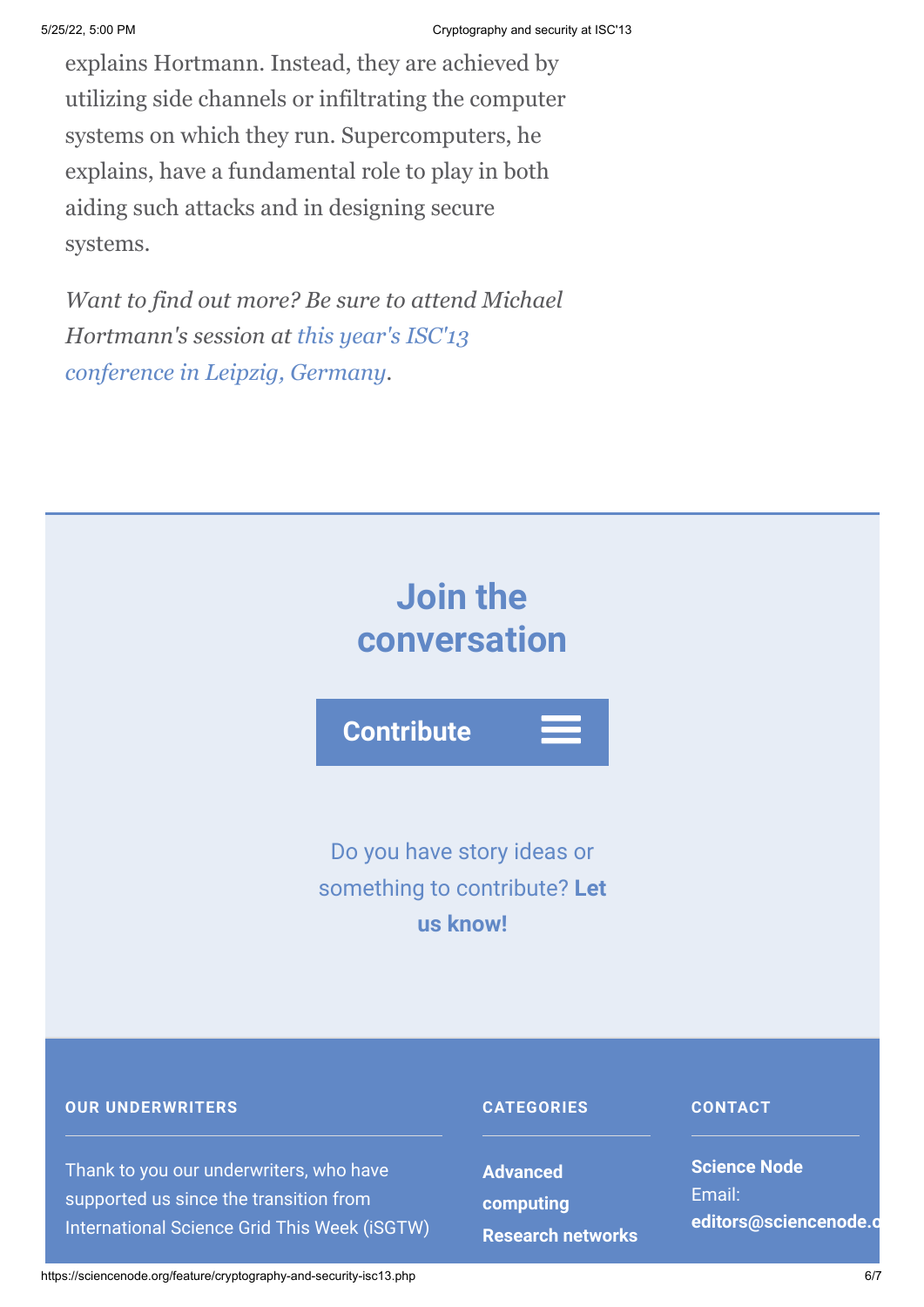explains Hortmann. Instead, they are achieved by utilizing side channels or infiltrating the computer systems on which they run. Supercomputers, he explains, have a fundamental role to play in both aiding such attacks and in designing secure systems.

*Want to find out more? Be sure to attend Michael Hortmann's session at this year's ISC'13 conference in Leipzig, Germany.*

## Join the conversation

**Contribute**

Do you have story ideas or something to contribute? **Let us know!**

**OUR UNDERWRITERS**

Thank to you our underwriters, who have supported us since the transition from International Science Grid This Week (iSGTW)

**CATEGORIES**

**Advanced computing**

**Research networks**

**CONTACT**

**Science Node**

Email: **editors@sciencenode.o**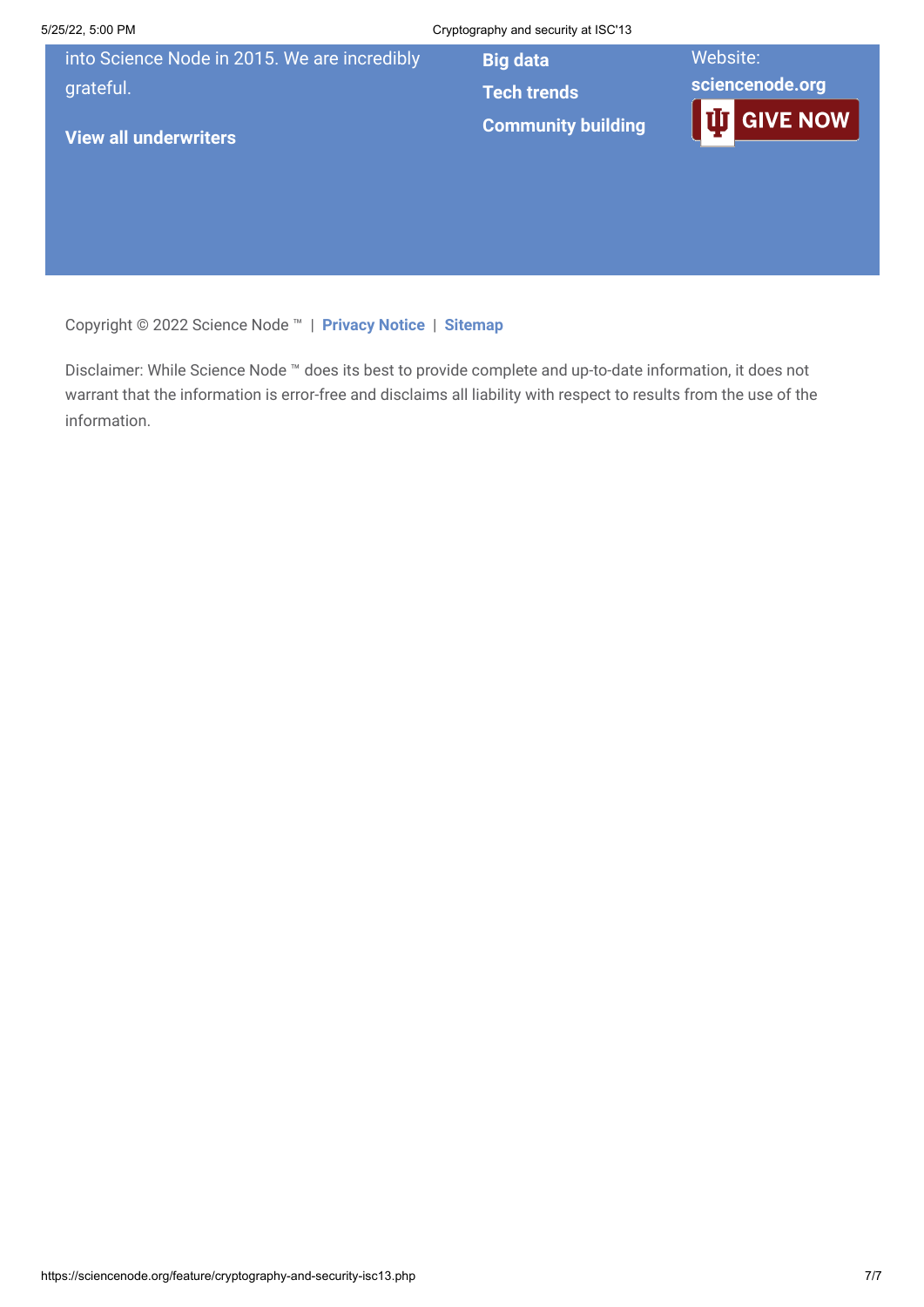into Science Node in 2015. We are incredibly grateful.

**View all underwriters**

**Big data**

**Tech trends**

**Community building**

Website:

**sciencenode.org**

**GIVE NOW**

Copyright © 2022 Science Node ™ | **Privacy Notice** | **Sitemap**

Disclaimer: While Science Node ™ does its best to provide complete and up-to-date information, it does not warrant that the information is error-free and disclaims all liability with respect to results from the use of the information.